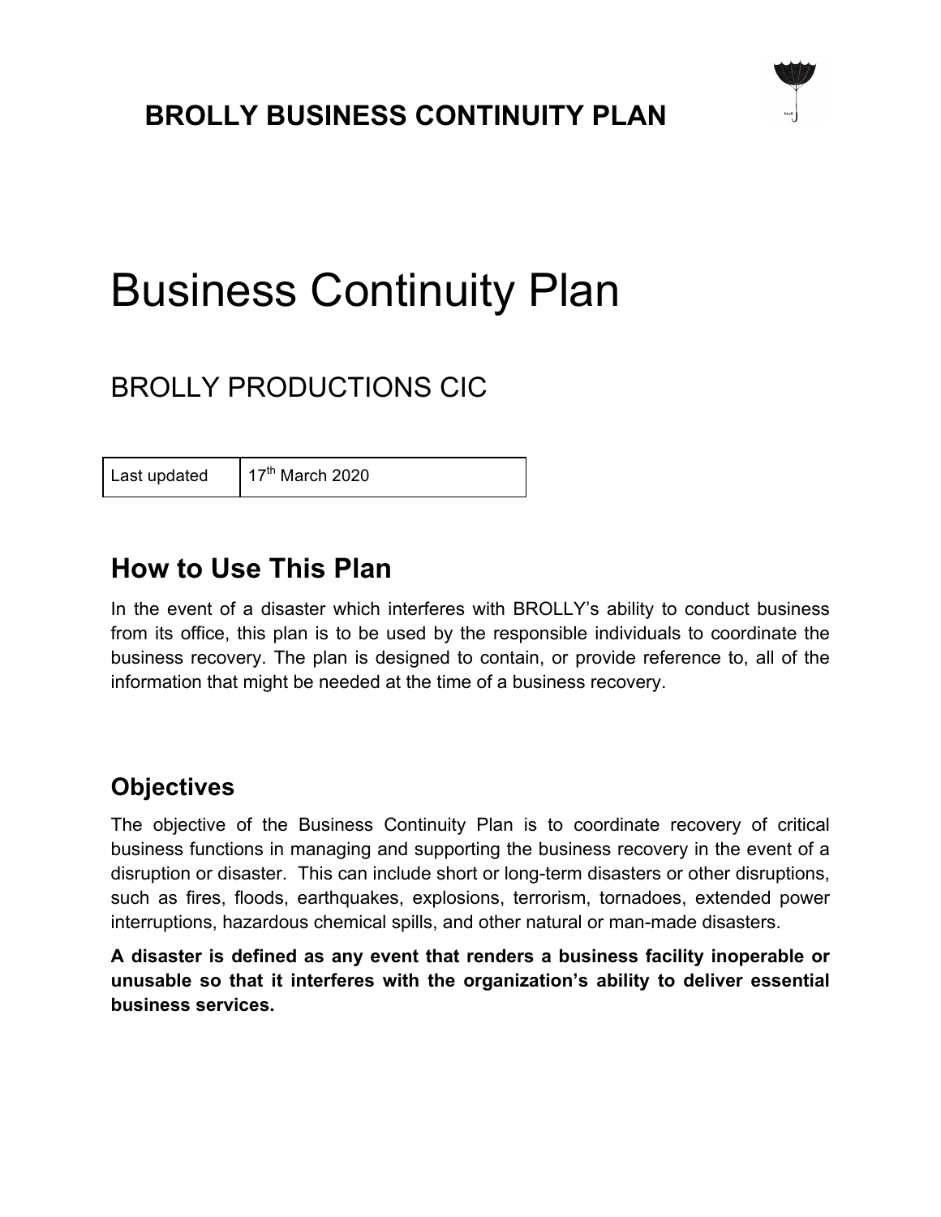# BROLLY BUSINESS CONTINUITY PLAN

# Business Continuity Plan

## BROLLY PRODUCTIONS CIC

| Last updated | 17th March 2020 |
| --- | --- |

## How to Use This Plan

In the event of a disaster which interferes with BROLLY's ability to conduct business from its office, this plan is to be used by the responsible individuals to coordinate the business recovery. The plan is designed to contain, or provide reference to, all of the information that might be needed at the time of a business recovery.

### Objectives

The objective of the Business Continuity Plan is to coordinate recovery of critical business functions in managing and supporting the business recovery in the event of a disruption or disaster. This can include short or long-term disasters or other disruptions, such as fires, floods, earthquakes, explosions, terrorism, tornadoes, extended power interruptions, hazardous chemical spills, and other natural or man-made disasters.

**A disaster is defined as any event that renders a business facility inoperable or unusable so that it interferes with the organization's ability to deliver essential business services.**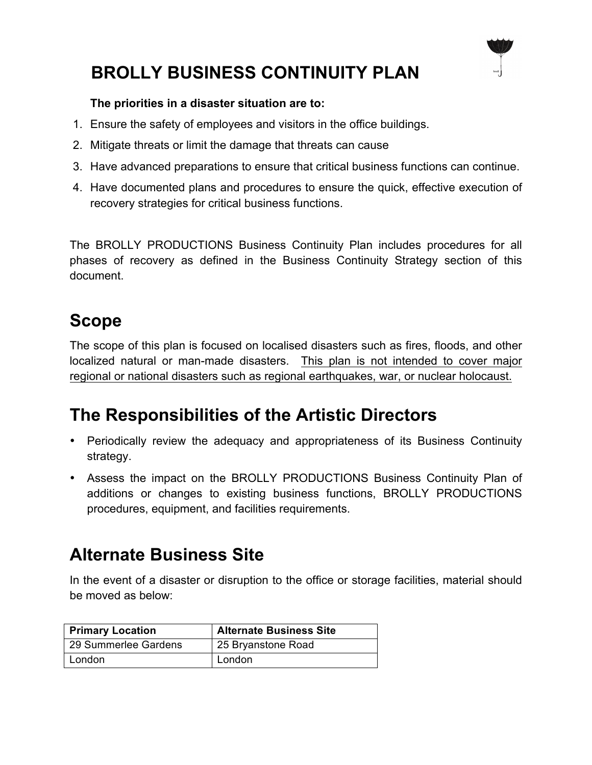# BROLLY BUSINESS CONTINUITY PLAN

**The priorities in a disaster situation are to:**

1. Ensure the safety of employees and visitors in the office buildings.
2. Mitigate threats or limit the damage that threats can cause
3. Have advanced preparations to ensure that critical business functions can continue.
4. Have documented plans and procedures to ensure the quick, effective execution of recovery strategies for critical business functions.

The BROLLY PRODUCTIONS Business Continuity Plan includes procedures for all phases of recovery as defined in the Business Continuity Strategy section of this document.

## Scope

The scope of this plan is focused on localised disasters such as fires, floods, and other localized natural or man-made disasters. This plan is not intended to cover major regional or national disasters such as regional earthquakes, war, or nuclear holocaust.

## The Responsibilities of the Artistic Directors

- Periodically review the adequacy and appropriateness of its Business Continuity strategy.
- Assess the impact on the BROLLY PRODUCTIONS Business Continuity Plan of additions or changes to existing business functions, BROLLY PRODUCTIONS procedures, equipment, and facilities requirements.

## Alternate Business Site

In the event of a disaster or disruption to the office or storage facilities, material should be moved as below:

| Primary Location | Alternate Business Site |
|---|---|
| 29 Summerlee Gardens | 25 Bryanstone Road |
| London | London |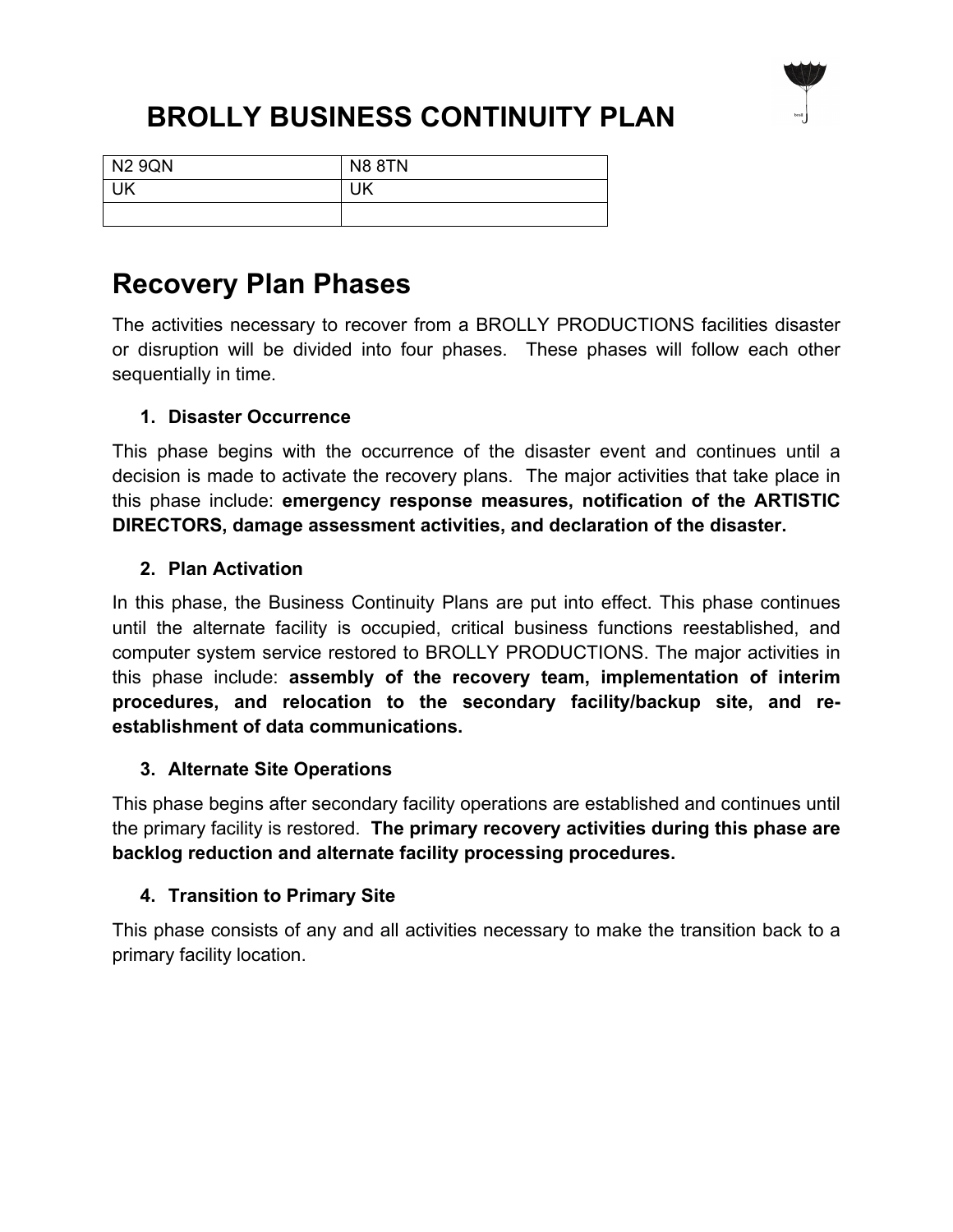| N2 9QN | N8 8TN |
| --- | --- |
| UK | UK |
| | |

## Recovery Plan Phases

The activities necessary to recover from a BROLLY PRODUCTIONS facilities disaster or disruption will be divided into four phases. These phases will follow each other sequentially in time.

1. **Disaster Occurrence**

This phase begins with the occurrence of the disaster event and continues until a decision is made to activate the recovery plans. The major activities that take place in this phase include: **emergency response measures, notification of the ARTISTIC DIRECTORS, damage assessment activities, and declaration of the disaster.**

2. **Plan Activation**

In this phase, the Business Continuity Plans are put into effect. This phase continues until the alternate facility is occupied, critical business functions reestablished, and computer system service restored to BROLLY PRODUCTIONS. The major activities in this phase include: **assembly of the recovery team, implementation of interim procedures, and relocation to the secondary facility/backup site, and re-establishment of data communications.**

3. **Alternate Site Operations**

This phase begins after secondary facility operations are established and continues until the primary facility is restored. **The primary recovery activities during this phase are backlog reduction and alternate facility processing procedures.**

4. **Transition to Primary Site**

This phase consists of any and all activities necessary to make the transition back to a primary facility location.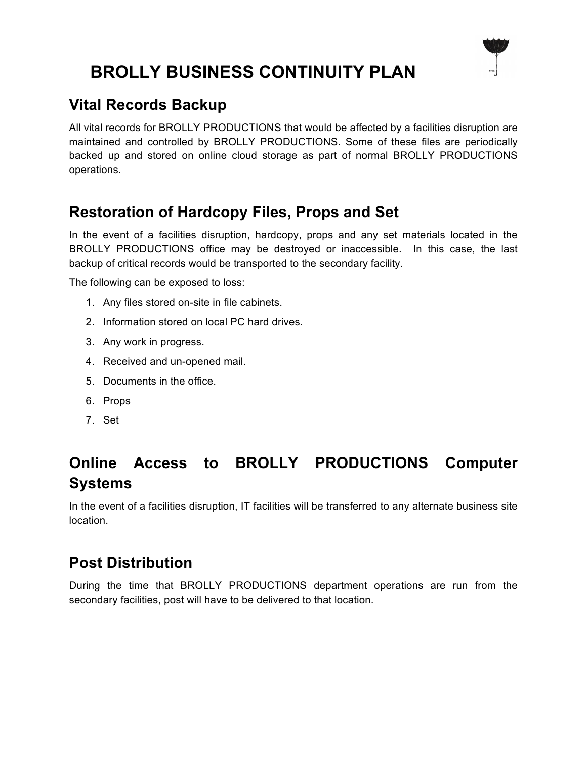# BROLLY BUSINESS CONTINUITY PLAN

## Vital Records Backup

All vital records for BROLLY PRODUCTIONS that would be affected by a facilities disruption are maintained and controlled by BROLLY PRODUCTIONS. Some of these files are periodically backed up and stored on online cloud storage as part of normal BROLLY PRODUCTIONS operations.

## Restoration of Hardcopy Files, Props and Set

In the event of a facilities disruption, hardcopy, props and any set materials located in the BROLLY PRODUCTIONS office may be destroyed or inaccessible. In this case, the last backup of critical records would be transported to the secondary facility.

The following can be exposed to loss:

1. Any files stored on-site in file cabinets.
2. Information stored on local PC hard drives.
3. Any work in progress.
4. Received and un-opened mail.
5. Documents in the office.
6. Props
7. Set

## Online Access to BROLLY PRODUCTIONS Computer Systems

In the event of a facilities disruption, IT facilities will be transferred to any alternate business site location.

## Post Distribution

During the time that BROLLY PRODUCTIONS department operations are run from the secondary facilities, post will have to be delivered to that location.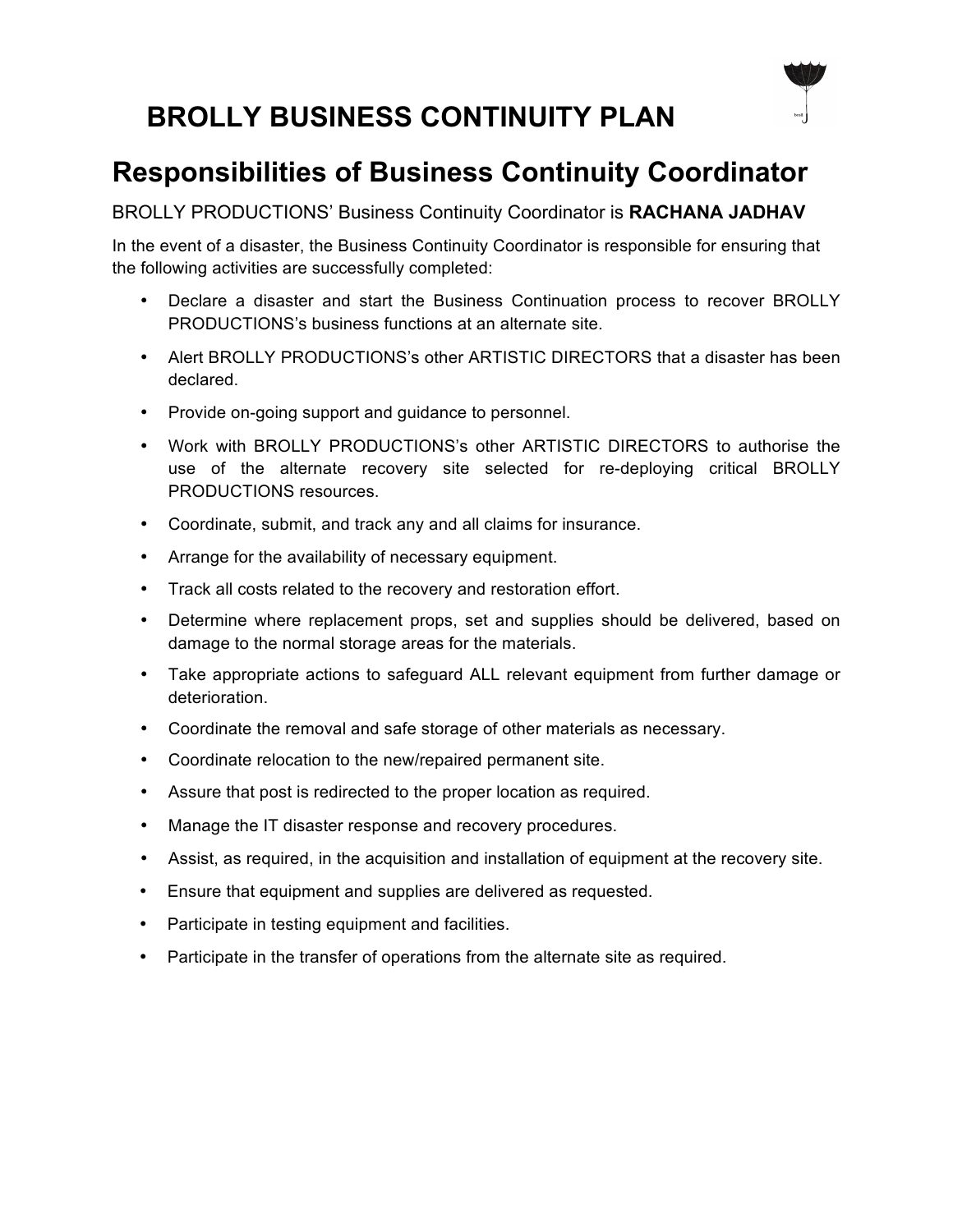# BROLLY BUSINESS CONTINUITY PLAN

## Responsibilities of Business Continuity Coordinator

BROLLY PRODUCTIONS' Business Continuity Coordinator is **RACHANA JADHAV**

In the event of a disaster, the Business Continuity Coordinator is responsible for ensuring that the following activities are successfully completed:

- Declare a disaster and start the Business Continuation process to recover BROLLY PRODUCTIONS's business functions at an alternate site.
- Alert BROLLY PRODUCTIONS's other ARTISTIC DIRECTORS that a disaster has been declared.
- Provide on-going support and guidance to personnel.
- Work with BROLLY PRODUCTIONS's other ARTISTIC DIRECTORS to authorise the use of the alternate recovery site selected for re-deploying critical BROLLY PRODUCTIONS resources.
- Coordinate, submit, and track any and all claims for insurance.
- Arrange for the availability of necessary equipment.
- Track all costs related to the recovery and restoration effort.
- Determine where replacement props, set and supplies should be delivered, based on damage to the normal storage areas for the materials.
- Take appropriate actions to safeguard ALL relevant equipment from further damage or deterioration.
- Coordinate the removal and safe storage of other materials as necessary.
- Coordinate relocation to the new/repaired permanent site.
- Assure that post is redirected to the proper location as required.
- Manage the IT disaster response and recovery procedures.
- Assist, as required, in the acquisition and installation of equipment at the recovery site.
- Ensure that equipment and supplies are delivered as requested.
- Participate in testing equipment and facilities.
- Participate in the transfer of operations from the alternate site as required.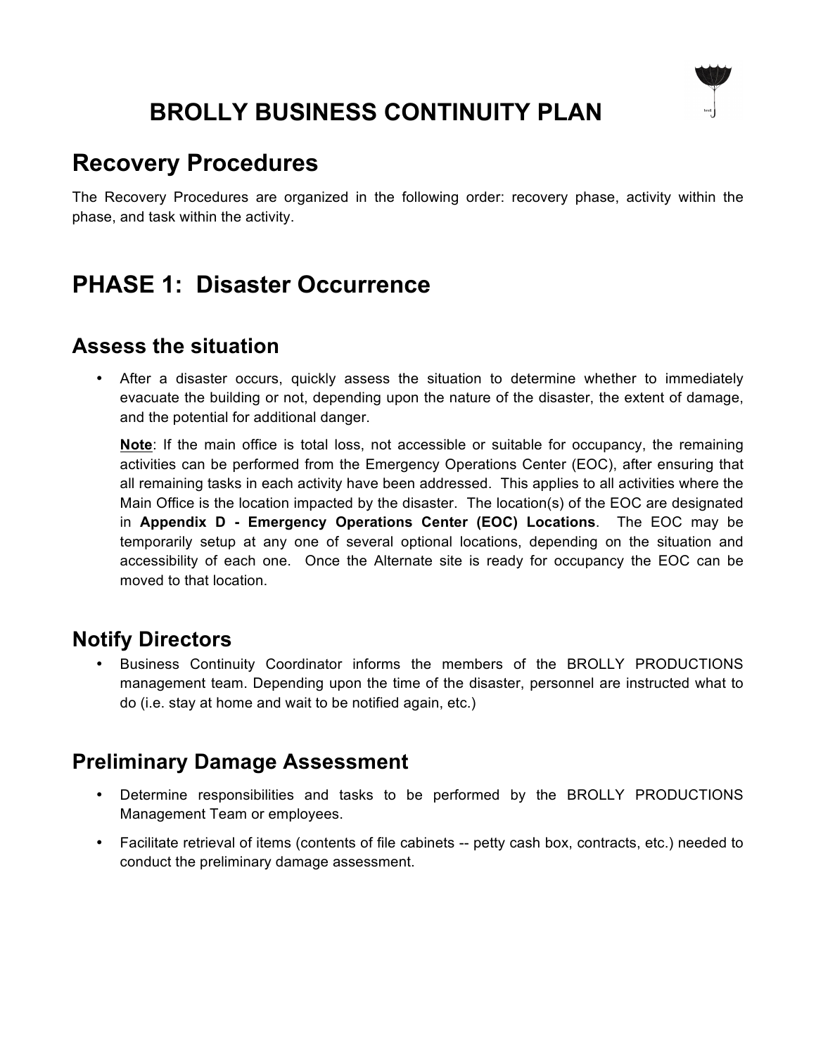# BROLLY BUSINESS CONTINUITY PLAN

## Recovery Procedures

The Recovery Procedures are organized in the following order: recovery phase, activity within the phase, and task within the activity.

## PHASE 1: Disaster Occurrence

### Assess the situation

- After a disaster occurs, quickly assess the situation to determine whether to immediately evacuate the building or not, depending upon the nature of the disaster, the extent of damage, and the potential for additional danger.

  **Note**: If the main office is total loss, not accessible or suitable for occupancy, the remaining activities can be performed from the Emergency Operations Center (EOC), after ensuring that all remaining tasks in each activity have been addressed. This applies to all activities where the Main Office is the location impacted by the disaster. The location(s) of the EOC are designated in **Appendix D - Emergency Operations Center (EOC) Locations**. The EOC may be temporarily setup at any one of several optional locations, depending on the situation and accessibility of each one. Once the Alternate site is ready for occupancy the EOC can be moved to that location.

### Notify Directors

- Business Continuity Coordinator informs the members of the BROLLY PRODUCTIONS management team. Depending upon the time of the disaster, personnel are instructed what to do (i.e. stay at home and wait to be notified again, etc.)

### Preliminary Damage Assessment

- Determine responsibilities and tasks to be performed by the BROLLY PRODUCTIONS Management Team or employees.
- Facilitate retrieval of items (contents of file cabinets -- petty cash box, contracts, etc.) needed to conduct the preliminary damage assessment.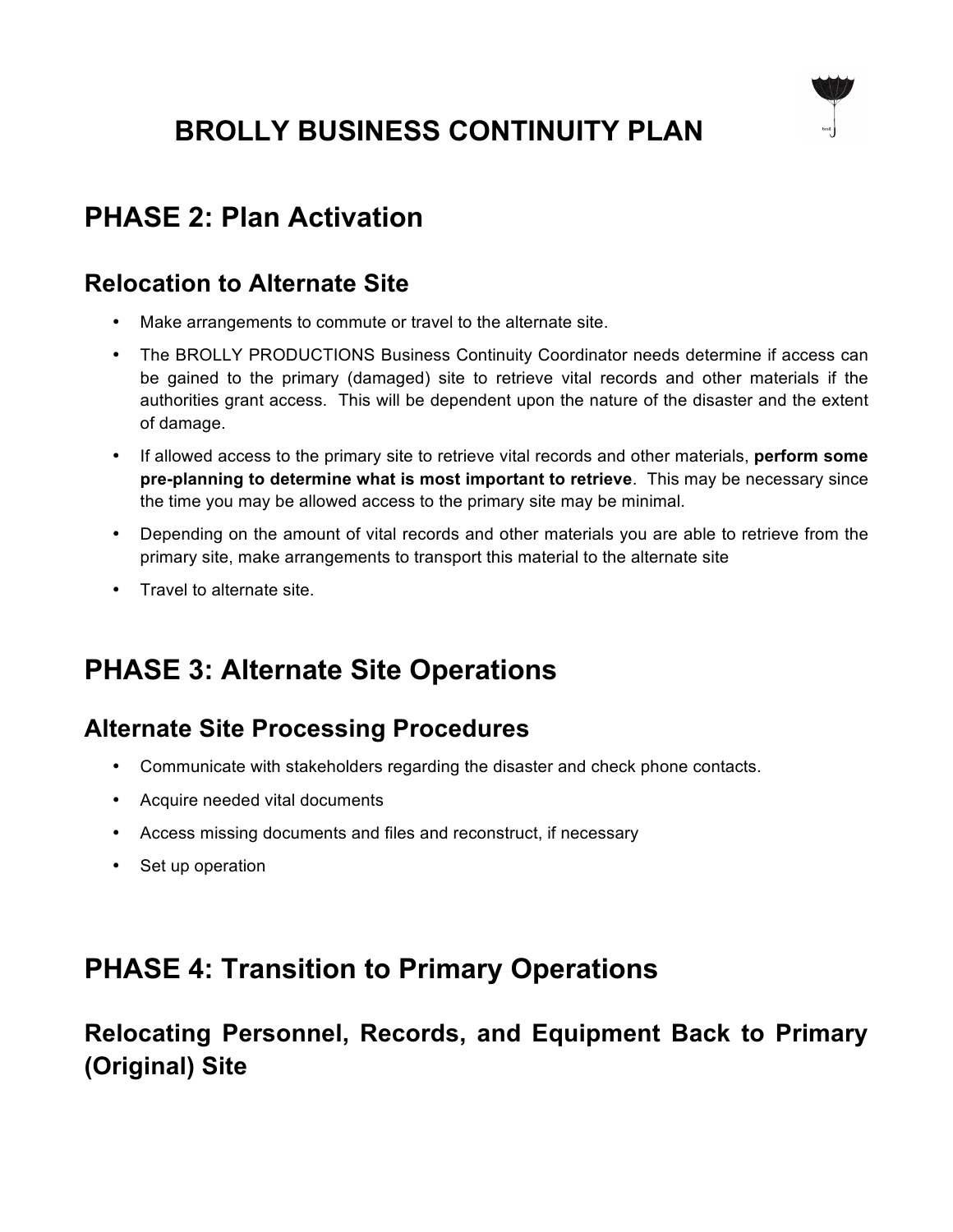# BROLLY BUSINESS CONTINUITY PLAN

## PHASE 2: Plan Activation

### Relocation to Alternate Site

- Make arrangements to commute or travel to the alternate site.
- The BROLLY PRODUCTIONS Business Continuity Coordinator needs determine if access can be gained to the primary (damaged) site to retrieve vital records and other materials if the authorities grant access. This will be dependent upon the nature of the disaster and the extent of damage.
- If allowed access to the primary site to retrieve vital records and other materials, **perform some pre-planning to determine what is most important to retrieve**. This may be necessary since the time you may be allowed access to the primary site may be minimal.
- Depending on the amount of vital records and other materials you are able to retrieve from the primary site, make arrangements to transport this material to the alternate site
- Travel to alternate site.

## PHASE 3: Alternate Site Operations

### Alternate Site Processing Procedures

- Communicate with stakeholders regarding the disaster and check phone contacts.
- Acquire needed vital documents
- Access missing documents and files and reconstruct, if necessary
- Set up operation

## PHASE 4: Transition to Primary Operations

### Relocating Personnel, Records, and Equipment Back to Primary (Original) Site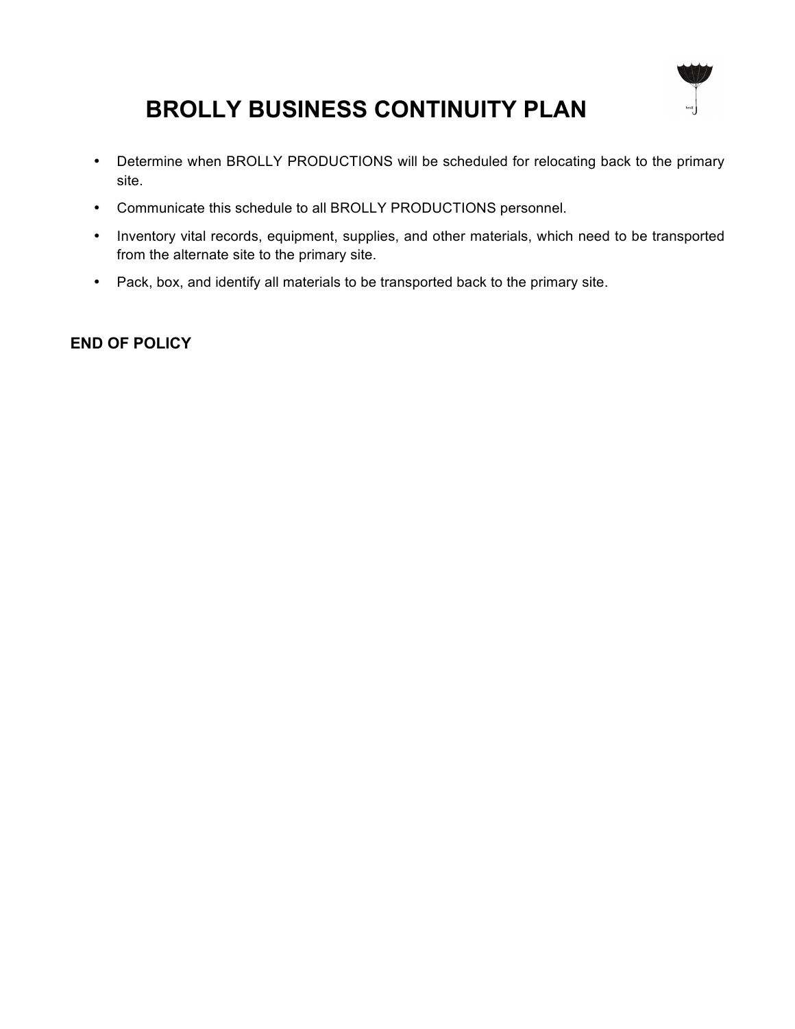- Determine when BROLLY PRODUCTIONS will be scheduled for relocating back to the primary site.
- Communicate this schedule to all BROLLY PRODUCTIONS personnel.
- Inventory vital records, equipment, supplies, and other materials, which need to be transported from the alternate site to the primary site.
- Pack, box, and identify all materials to be transported back to the primary site.

**END OF POLICY**